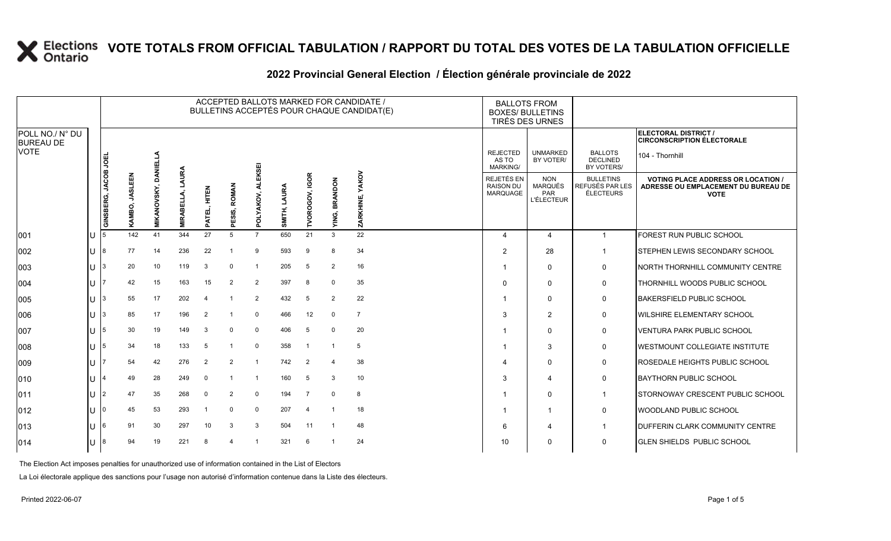# VOTE TOTALS FROM OFFICIAL TABULATION / RAPPORT DU TOTAL DES VOTES DE LA TABULATION OFFICIELLE

## 2022 Provincial General Election / Élection générale provinciale de 2022

ELECTORAL DISTRICT / CIRCONSCRIPTION ÉLECTORALE: 104 - Thornhill

| POLL NO./ N° DU BUREAU DE VOTE | | ACCEPTED BALLOTS MARKED FOR CANDIDATE / BULLETINS ACCEPTÉS POUR CHAQUE CANDIDAT(E) | | | | | | | | | | | BALLOTS FROM BOXES/ BULLETINS TIRÉS DES URNES | | | |
|---|---|---|---|---|---|---|---|---|---|---|---|---|---|---|---|---|
| | | GINSBERG, JACOB JOEL | KAMBO, JASLEEN | MIKANOVSKY, DANIELLA | MIRABELLA, LAURA | PATEL, HITEN | PESIS, ROMAN | POLYAKOV, ALEKSEI | SMITH, LAURA | TVOROGOV, IGOR | YING, BRANDON | ZARKHINE, YAKOV | REJECTED AS TO MARKING/ REJETÉS EN RAISON DU MARQUAGE | UNMARKED BY VOTER/ NON MARQUÉS PAR L'ÉLECTEUR | BALLOTS DECLINED BY VOTERS/ BULLETINS REFUSÉS PAR LES ÉLECTEURS | VOTING PLACE ADDRESS OR LOCATION / ADRESSE OU EMPLACEMENT DU BUREAU DE VOTE |
| 001 | U | 5 | 142 | 41 | 344 | 27 | 5 | 7 | 650 | 21 | 3 | 22 | 4 | 4 | 1 | FOREST RUN PUBLIC SCHOOL |
| 002 | U | 8 | 77 | 14 | 236 | 22 | 1 | 9 | 593 | 9 | 8 | 34 | 2 | 28 | 1 | STEPHEN LEWIS SECONDARY SCHOOL |
| 003 | U | 3 | 20 | 10 | 119 | 3 | 0 | 1 | 205 | 5 | 2 | 16 | 1 | 0 | 0 | NORTH THORNHILL COMMUNITY CENTRE |
| 004 | U | 7 | 42 | 15 | 163 | 15 | 2 | 2 | 397 | 8 | 0 | 35 | 0 | 0 | 0 | THORNHILL WOODS PUBLIC SCHOOL |
| 005 | U | 3 | 55 | 17 | 202 | 4 | 1 | 2 | 432 | 5 | 2 | 22 | 1 | 0 | 0 | BAKERSFIELD PUBLIC SCHOOL |
| 006 | U | 3 | 85 | 17 | 196 | 2 | 1 | 0 | 466 | 12 | 0 | 7 | 3 | 2 | 0 | WILSHIRE ELEMENTARY SCHOOL |
| 007 | U | 5 | 30 | 19 | 149 | 3 | 0 | 0 | 406 | 5 | 0 | 20 | 1 | 0 | 0 | VENTURA PARK PUBLIC SCHOOL |
| 008 | U | 5 | 34 | 18 | 133 | 5 | 1 | 0 | 358 | 1 | 1 | 5 | 1 | 3 | 0 | WESTMOUNT COLLEGIATE INSTITUTE |
| 009 | U | 7 | 54 | 42 | 276 | 2 | 2 | 1 | 742 | 2 | 4 | 38 | 4 | 0 | 0 | ROSEDALE HEIGHTS PUBLIC SCHOOL |
| 010 | U | 4 | 49 | 28 | 249 | 0 | 1 | 1 | 160 | 5 | 3 | 10 | 3 | 4 | 0 | BAYTHORN PUBLIC SCHOOL |
| 011 | U | 2 | 47 | 35 | 268 | 0 | 2 | 0 | 194 | 7 | 0 | 8 | 1 | 0 | 1 | STORNOWAY CRESCENT PUBLIC SCHOOL |
| 012 | U | 0 | 45 | 53 | 293 | 1 | 0 | 0 | 207 | 4 | 1 | 18 | 1 | 1 | 0 | WOODLAND PUBLIC SCHOOL |
| 013 | U | 6 | 91 | 30 | 297 | 10 | 3 | 3 | 504 | 11 | 1 | 48 | 6 | 4 | 1 | DUFFERIN CLARK COMMUNITY CENTRE |
| 014 | U | 8 | 94 | 19 | 221 | 8 | 4 | 1 | 321 | 6 | 1 | 24 | 10 | 0 | 0 | GLEN SHIELDS PUBLIC SCHOOL |

The Election Act imposes penalties for unauthorized use of information contained in the List of Electors

La Loi électorale applique des sanctions pour l'usage non autorisé d'information contenue dans la Liste des électeurs.

Printed 2022-06-07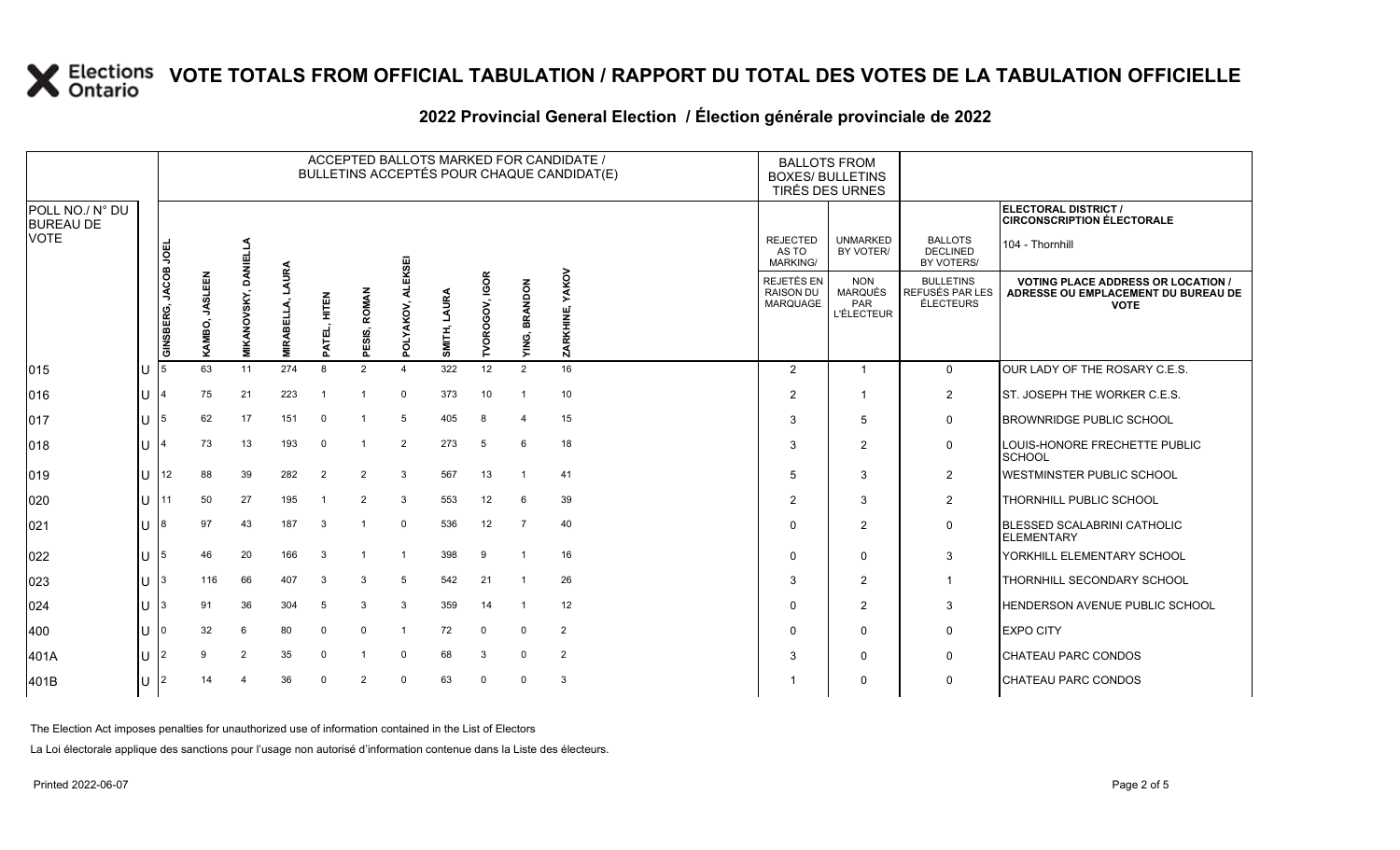# VOTE TOTALS FROM OFFICIAL TABULATION / RAPPORT DU TOTAL DES VOTES DE LA TABULATION OFFICIELLE

## 2022 Provincial General Election / Élection générale provinciale de 2022

ELECTORAL DISTRICT / CIRCONSCRIPTION ÉLECTORALE: 104 - Thornhill

| POLL NO./ N° DU BUREAU DE VOTE | | GINSBERG, JACOB JOEL | KAMBO, JASLEEN | MIKANOVSKY, DANIELLA | MIRABELLA, LAURA | PATEL, HITEN | PESIS, ROMAN | POLYAKOV, ALEKSEI | SMITH, LAURA | TVOROGOV, IGOR | YING, BRANDON | ZARKHINE, YAKOV | REJECTED AS TO MARKING/ REJETÉS EN RAISON DU MARQUAGE | UNMARKED BY VOTER/ NON MARQUÉS PAR L'ÉLECTEUR | BALLOTS DECLINED BY VOTERS/ BULLETINS REFUSÉS PAR LES ÉLECTEURS | VOTING PLACE ADDRESS OR LOCATION / ADRESSE OU EMPLACEMENT DU BUREAU DE VOTE |
|---|---|---|---|---|---|---|---|---|---|---|---|---|---|---|---|---|
| 015 | U | 5 | 63 | 11 | 274 | 8 | 2 | 4 | 322 | 12 | 2 | 16 | 2 | 1 | 0 | OUR LADY OF THE ROSARY C.E.S. |
| 016 | U | 4 | 75 | 21 | 223 | 1 | 1 | 0 | 373 | 10 | 1 | 10 | 2 | 1 | 2 | ST. JOSEPH THE WORKER C.E.S. |
| 017 | U | 5 | 62 | 17 | 151 | 0 | 1 | 5 | 405 | 8 | 4 | 15 | 3 | 5 | 0 | BROWNRIDGE PUBLIC SCHOOL |
| 018 | U | 4 | 73 | 13 | 193 | 0 | 1 | 2 | 273 | 5 | 6 | 18 | 3 | 2 | 0 | LOUIS-HONORE FRECHETTE PUBLIC SCHOOL |
| 019 | U | 12 | 88 | 39 | 282 | 2 | 2 | 3 | 567 | 13 | 1 | 41 | 5 | 3 | 2 | WESTMINSTER PUBLIC SCHOOL |
| 020 | U | 11 | 50 | 27 | 195 | 1 | 2 | 3 | 553 | 12 | 6 | 39 | 2 | 3 | 2 | THORNHILL PUBLIC SCHOOL |
| 021 | U | 8 | 97 | 43 | 187 | 3 | 1 | 0 | 536 | 12 | 7 | 40 | 0 | 2 | 0 | BLESSED SCALABRINI CATHOLIC ELEMENTARY |
| 022 | U | 5 | 46 | 20 | 166 | 3 | 1 | 1 | 398 | 9 | 1 | 16 | 0 | 0 | 3 | YORKHILL ELEMENTARY SCHOOL |
| 023 | U | 3 | 116 | 66 | 407 | 3 | 3 | 5 | 542 | 21 | 1 | 26 | 3 | 2 | 1 | THORNHILL SECONDARY SCHOOL |
| 024 | U | 3 | 91 | 36 | 304 | 5 | 3 | 3 | 359 | 14 | 1 | 12 | 0 | 2 | 3 | HENDERSON AVENUE PUBLIC SCHOOL |
| 400 | U | 0 | 32 | 6 | 80 | 0 | 0 | 1 | 72 | 0 | 0 | 2 | 0 | 0 | 0 | EXPO CITY |
| 401A | U | 2 | 9 | 2 | 35 | 0 | 1 | 0 | 68 | 3 | 0 | 2 | 3 | 0 | 0 | CHATEAU PARC CONDOS |
| 401B | U | 2 | 14 | 4 | 36 | 0 | 2 | 0 | 63 | 0 | 0 | 3 | 1 | 0 | 0 | CHATEAU PARC CONDOS |

The Election Act imposes penalties for unauthorized use of information contained in the List of Electors

La Loi électorale applique des sanctions pour l'usage non autorisé d'information contenue dans la Liste des électeurs.

Printed 2022-06-07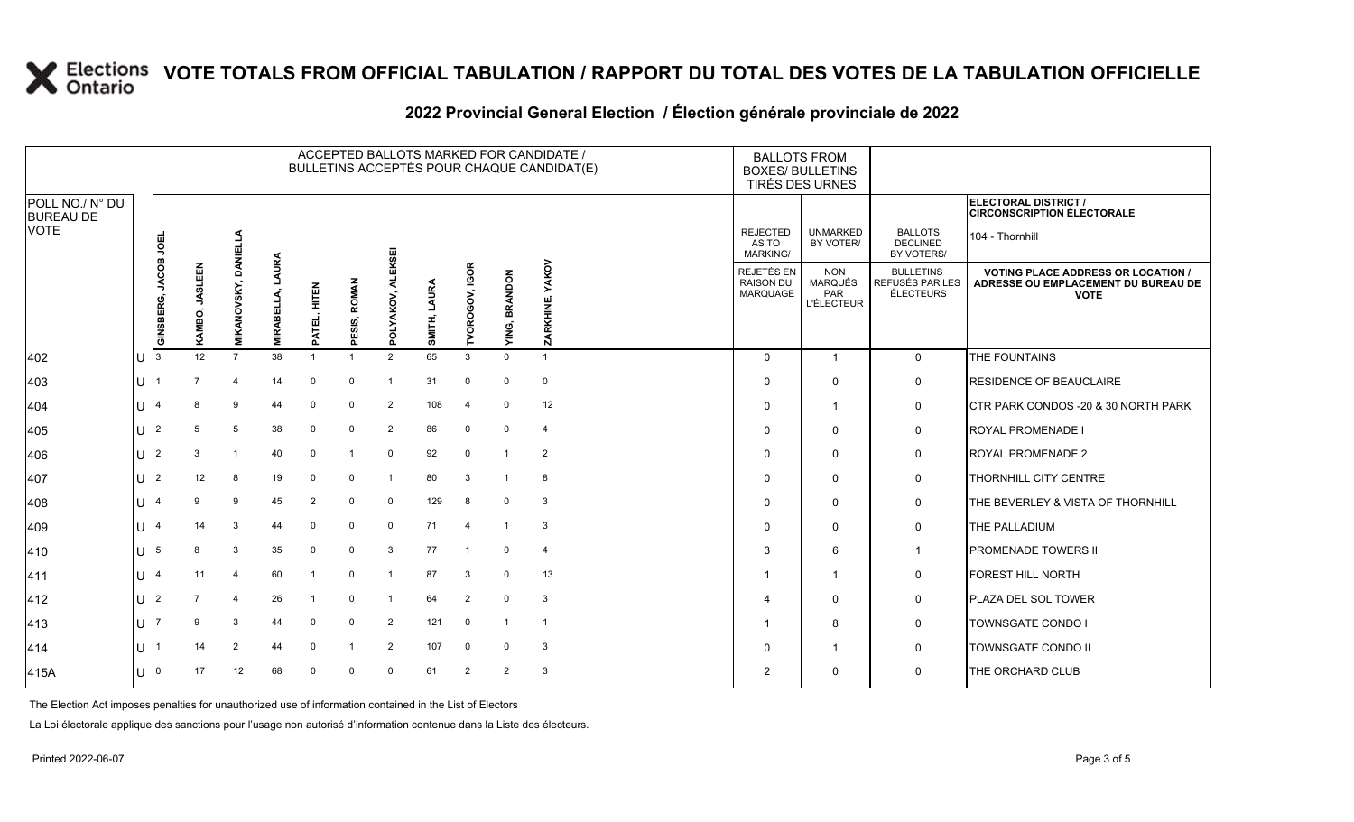# VOTE TOTALS FROM OFFICIAL TABULATION / RAPPORT DU TOTAL DES VOTES DE LA TABULATION OFFICIELLE

## 2022 Provincial General Election / Élection générale provinciale de 2022

ELECTORAL DISTRICT / CIRCONSCRIPTION ÉLECTORALE: 104 - Thornhill

| POLL NO./ N° DU BUREAU DE VOTE | | ACCEPTED BALLOTS MARKED FOR CANDIDATE / BULLETINS ACCEPTÉS POUR CHAQUE CANDIDAT(E) | | | | | | | | | | | BALLOTS FROM BOXES/ BULLETINS TIRÉS DES URNES | | | |
|---|---|---|---|---|---|---|---|---|---|---|---|---|---|---|---|---|
| | | GINSBERG, JACOB JOEL | KAMBO, JASLEEN | MIKANOVSKY, DANIELLA | MIRABELLA, LAURA | PATEL, HITEN | PESIS, ROMAN | POLYAKOV, ALEKSEI | SMITH, LAURA | TVOROGOV, IGOR | YING, BRANDON | ZARKHINE, YAKOV | REJECTED AS TO MARKING/ REJETÉS EN RAISON DU MARQUAGE | UNMARKED BY VOTER/ NON MARQUÉS PAR L'ÉLECTEUR | BALLOTS DECLINED BY VOTERS/ BULLETINS REFUSÉS PAR LES ÉLECTEURS | VOTING PLACE ADDRESS OR LOCATION / ADRESSE OU EMPLACEMENT DU BUREAU DE VOTE |
| 402 | U | 3 | 12 | 7 | 38 | 1 | 1 | 2 | 65 | 3 | 0 | 1 | 0 | 1 | 0 | THE FOUNTAINS |
| 403 | U | 1 | 7 | 4 | 14 | 0 | 0 | 1 | 31 | 0 | 0 | 0 | 0 | 0 | 0 | RESIDENCE OF BEAUCLAIRE |
| 404 | U | 4 | 8 | 9 | 44 | 0 | 0 | 2 | 108 | 4 | 0 | 12 | 0 | 1 | 0 | CTR PARK CONDOS -20 & 30 NORTH PARK |
| 405 | U | 2 | 5 | 5 | 38 | 0 | 0 | 2 | 86 | 0 | 0 | 4 | 0 | 0 | 0 | ROYAL PROMENADE I |
| 406 | U | 2 | 3 | 1 | 40 | 0 | 1 | 0 | 92 | 0 | 1 | 2 | 0 | 0 | 0 | ROYAL PROMENADE 2 |
| 407 | U | 2 | 12 | 8 | 19 | 0 | 0 | 1 | 80 | 3 | 1 | 8 | 0 | 0 | 0 | THORNHILL CITY CENTRE |
| 408 | U | 4 | 9 | 9 | 45 | 2 | 0 | 0 | 129 | 8 | 0 | 3 | 0 | 0 | 0 | THE BEVERLEY & VISTA OF THORNHILL |
| 409 | U | 4 | 14 | 3 | 44 | 0 | 0 | 0 | 71 | 4 | 1 | 3 | 0 | 0 | 0 | THE PALLADIUM |
| 410 | U | 5 | 8 | 3 | 35 | 0 | 0 | 3 | 77 | 1 | 0 | 4 | 3 | 6 | 1 | PROMENADE TOWERS II |
| 411 | U | 4 | 11 | 4 | 60 | 1 | 0 | 1 | 87 | 3 | 0 | 13 | 1 | 1 | 0 | FOREST HILL NORTH |
| 412 | U | 2 | 7 | 4 | 26 | 1 | 0 | 1 | 64 | 2 | 0 | 3 | 4 | 0 | 0 | PLAZA DEL SOL TOWER |
| 413 | U | 7 | 9 | 3 | 44 | 0 | 0 | 2 | 121 | 0 | 1 | 1 | 1 | 8 | 0 | TOWNSGATE CONDO I |
| 414 | U | 1 | 14 | 2 | 44 | 0 | 1 | 2 | 107 | 0 | 0 | 3 | 0 | 1 | 0 | TOWNSGATE CONDO II |
| 415A | U | 0 | 17 | 12 | 68 | 0 | 0 | 0 | 61 | 2 | 2 | 3 | 2 | 0 | 0 | THE ORCHARD CLUB |

The Election Act imposes penalties for unauthorized use of information contained in the List of Electors

La Loi électorale applique des sanctions pour l'usage non autorisé d'information contenue dans la Liste des électeurs.

Printed 2022-06-07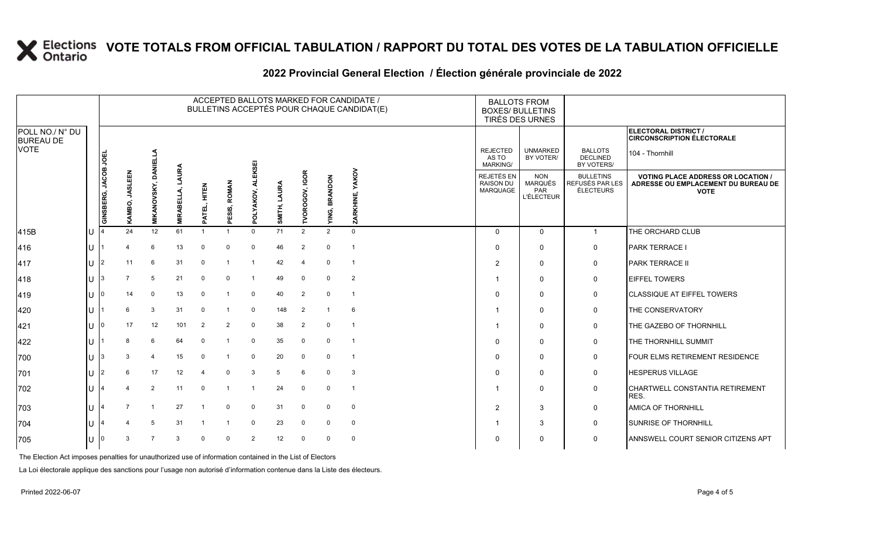# VOTE TOTALS FROM OFFICIAL TABULATION / RAPPORT DU TOTAL DES VOTES DE LA TABULATION OFFICIELLE

## 2022 Provincial General Election / Élection générale provinciale de 2022

ELECTORAL DISTRICT / CIRCONSCRIPTION ÉLECTORALE: 104 - Thornhill

| POLL NO./ N° DU BUREAU DE VOTE | | ACCEPTED BALLOTS MARKED FOR CANDIDATE / BULLETINS ACCEPTÉS POUR CHAQUE CANDIDAT(E) | | | | | | | | | | | BALLOTS FROM BOXES/ BULLETINS TIRÉS DES URNES | | | |
|---|---|---|---|---|---|---|---|---|---|---|---|---|---|---|---|---|
| | | GINSBERG, JACOB JOEL | KAMBO, JASLEEN | MIKANOVSKY, DANIELLA | MIRABELLA, LAURA | PATEL, HITEN | PESIS, ROMAN | POLYAKOV, ALEKSEI | SMITH, LAURA | TVOROGOV, IGOR | YING, BRANDON | ZARKHINE, YAKOV | REJECTED AS TO MARKING/ REJETÉS EN RAISON DU MARQUAGE | UNMARKED BY VOTER/ NON MARQUÉS PAR L'ÉLECTEUR | BALLOTS DECLINED BY VOTERS/ BULLETINS REFUSÉS PAR LES ÉLECTEURS | VOTING PLACE ADDRESS OR LOCATION / ADRESSE OU EMPLACEMENT DU BUREAU DE VOTE |
| 415B | U | 4 | 24 | 12 | 61 | 1 | 1 | 0 | 71 | 2 | 2 | 0 | 0 | 0 | 1 | THE ORCHARD CLUB |
| 416 | U | 1 | 4 | 6 | 13 | 0 | 0 | 0 | 46 | 2 | 0 | 1 | 0 | 0 | 0 | PARK TERRACE I |
| 417 | U | 2 | 11 | 6 | 31 | 0 | 1 | 1 | 42 | 4 | 0 | 1 | 2 | 0 | 0 | PARK TERRACE II |
| 418 | U | 3 | 7 | 5 | 21 | 0 | 0 | 1 | 49 | 0 | 0 | 2 | 1 | 0 | 0 | EIFFEL TOWERS |
| 419 | U | 0 | 14 | 0 | 13 | 0 | 1 | 0 | 40 | 2 | 0 | 1 | 0 | 0 | 0 | CLASSIQUE AT EIFFEL TOWERS |
| 420 | U | 1 | 6 | 3 | 31 | 0 | 1 | 0 | 148 | 2 | 1 | 6 | 1 | 0 | 0 | THE CONSERVATORY |
| 421 | U | 0 | 17 | 12 | 101 | 2 | 2 | 0 | 38 | 2 | 0 | 1 | 1 | 0 | 0 | THE GAZEBO OF THORNHILL |
| 422 | U | 1 | 8 | 6 | 64 | 0 | 1 | 0 | 35 | 0 | 0 | 1 | 0 | 0 | 0 | THE THORNHILL SUMMIT |
| 700 | U | 3 | 3 | 4 | 15 | 0 | 1 | 0 | 20 | 0 | 0 | 1 | 0 | 0 | 0 | FOUR ELMS RETIREMENT RESIDENCE |
| 701 | U | 2 | 6 | 17 | 12 | 4 | 0 | 3 | 5 | 6 | 0 | 3 | 0 | 0 | 0 | HESPERUS VILLAGE |
| 702 | U | 4 | 4 | 2 | 11 | 0 | 1 | 1 | 24 | 0 | 0 | 1 | 1 | 0 | 0 | CHARTWELL CONSTANTIA RETIREMENT RES. |
| 703 | U | 4 | 7 | 1 | 27 | 1 | 0 | 0 | 31 | 0 | 0 | 0 | 2 | 3 | 0 | AMICA OF THORNHILL |
| 704 | U | 4 | 4 | 5 | 31 | 1 | 1 | 0 | 23 | 0 | 0 | 0 | 1 | 3 | 0 | SUNRISE OF THORNHILL |
| 705 | U | 0 | 3 | 7 | 3 | 0 | 0 | 2 | 12 | 0 | 0 | 0 | 0 | 0 | 0 | ANNSWELL COURT SENIOR CITIZENS APT |

The Election Act imposes penalties for unauthorized use of information contained in the List of Electors

La Loi électorale applique des sanctions pour l'usage non autorisé d'information contenue dans la Liste des électeurs.

Printed 2022-06-07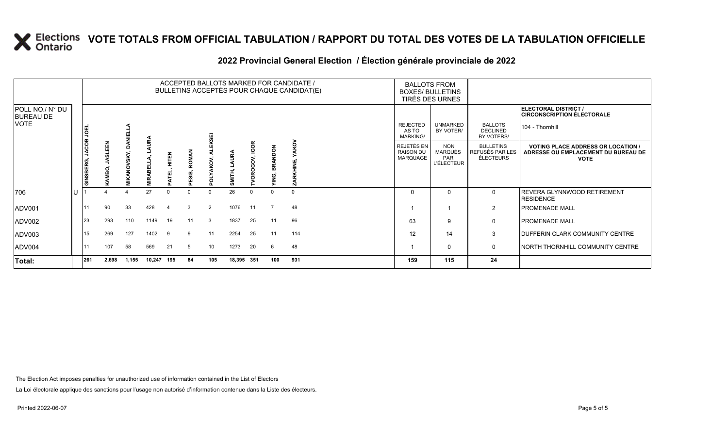# VOTE TOTALS FROM OFFICIAL TABULATION / RAPPORT DU TOTAL DES VOTES DE LA TABULATION OFFICIELLE

## 2022 Provincial General Election / Élection générale provinciale de 2022

**ELECTORAL DISTRICT / CIRCONSCRIPTION ÉLECTORALE:** 104 - Thornhill

| POLL NO./ N° DU BUREAU DE VOTE | | ACCEPTED BALLOTS MARKED FOR CANDIDATE / BULLETINS ACCEPTÉS POUR CHAQUE CANDIDAT(E) | | | | | | | | | | | BALLOTS FROM BOXES/ BULLETINS TIRÉS DES URNES | | | |
|---|---|---|---|---|---|---|---|---|---|---|---|---|---|---|---|---|
| | | GINSBERG, JACOB JOEL | KAMBO, JASLEEN | MIKANOVSKY, DANIELLA | MIRABELLA, LAURA | PATEL, HITEN | PESIS, ROMAN | POLYAKOV, ALEKSEI | SMITH, LAURA | TVOROGOV, IGOR | YING, BRANDON | ZARKHINE, YAKOV | REJECTED AS TO MARKING/ REJETÉS EN RAISON DU MARQUAGE | UNMARKED BY VOTER/ NON MARQUÉS PAR L'ÉLECTEUR | BALLOTS DECLINED BY VOTERS/ BULLETINS REFUSÉS PAR LES ÉLECTEURS | VOTING PLACE ADDRESS OR LOCATION / ADRESSE OU EMPLACEMENT DU BUREAU DE VOTE |
| 706 | U | 1 | 4 | 4 | 27 | 0 | 0 | 0 | 26 | 0 | 0 | 0 | 0 | 0 | 0 | REVERA GLYNNWOOD RETIREMENT RESIDENCE |
| ADV001 | | 11 | 90 | 33 | 428 | 4 | 3 | 2 | 1076 | 11 | 7 | 48 | 1 | 1 | 2 | PROMENADE MALL |
| ADV002 | | 23 | 293 | 110 | 1149 | 19 | 11 | 3 | 1837 | 25 | 11 | 96 | 63 | 9 | 0 | PROMENADE MALL |
| ADV003 | | 15 | 269 | 127 | 1402 | 9 | 9 | 11 | 2254 | 25 | 11 | 114 | 12 | 14 | 3 | DUFFERIN CLARK COMMUNITY CENTRE |
| ADV004 | | 11 | 107 | 58 | 569 | 21 | 5 | 10 | 1273 | 20 | 6 | 48 | 1 | 0 | 0 | NORTH THORNHILL COMMUNITY CENTRE |
| **Total:** | | **261** | **2,698** | **1,155** | **10,247** | **195** | **84** | **105** | **18,395** | **351** | **100** | **931** | **159** | **115** | **24** | |

The Election Act imposes penalties for unauthorized use of information contained in the List of Electors

La Loi électorale applique des sanctions pour l'usage non autorisé d'information contenue dans la Liste des électeurs.

Printed 2022-06-07